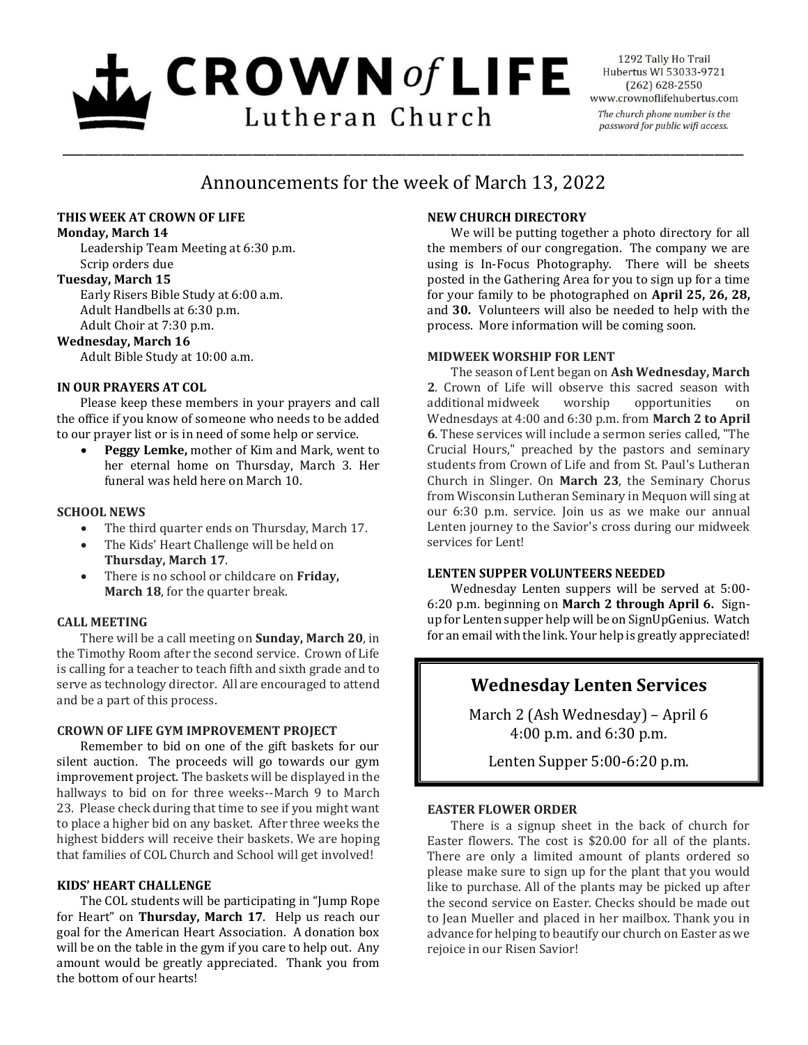# CROWN *of* LIFE
## Lutheran Church

1292 Tally Ho Trail
Hubertus WI 53033-9721
(262) 628-2550
www.crownoflifehubertus.com
*The church phone number is the password for public wifi access.*

---

## Announcements for the week of March 13, 2022

### THIS WEEK AT CROWN OF LIFE

**Monday, March 14**
Leadership Team Meeting at 6:30 p.m.
Scrip orders due

**Tuesday, March 15**
Early Risers Bible Study at 6:00 a.m.
Adult Handbells at 6:30 p.m.
Adult Choir at 7:30 p.m.

**Wednesday, March 16**
Adult Bible Study at 10:00 a.m.

### IN OUR PRAYERS AT COL

Please keep these members in your prayers and call the office if you know of someone who needs to be added to our prayer list or is in need of some help or service.

- **Peggy Lemke,** mother of Kim and Mark, went to her eternal home on Thursday, March 3. Her funeral was held here on March 10.

### SCHOOL NEWS

- The third quarter ends on Thursday, March 17.
- The Kids' Heart Challenge will be held on **Thursday, March 17**.
- There is no school or childcare on **Friday, March 18**, for the quarter break.

### CALL MEETING

There will be a call meeting on **Sunday, March 20**, in the Timothy Room after the second service. Crown of Life is calling for a teacher to teach fifth and sixth grade and to serve as technology director. All are encouraged to attend and be a part of this process.

### CROWN OF LIFE GYM IMPROVEMENT PROJECT

Remember to bid on one of the gift baskets for our silent auction. The proceeds will go towards our gym improvement project. The baskets will be displayed in the hallways to bid on for three weeks--March 9 to March 23. Please check during that time to see if you might want to place a higher bid on any basket. After three weeks the highest bidders will receive their baskets. We are hoping that families of COL Church and School will get involved!

### KIDS' HEART CHALLENGE

The COL students will be participating in "Jump Rope for Heart" on **Thursday, March 17**. Help us reach our goal for the American Heart Association. A donation box will be on the table in the gym if you care to help out. Any amount would be greatly appreciated. Thank you from the bottom of our hearts!

### NEW CHURCH DIRECTORY

We will be putting together a photo directory for all the members of our congregation. The company we are using is In-Focus Photography. There will be sheets posted in the Gathering Area for you to sign up for a time for your family to be photographed on **April 25, 26, 28,** and **30.** Volunteers will also be needed to help with the process. More information will be coming soon.

### MIDWEEK WORSHIP FOR LENT

The season of Lent began on **Ash Wednesday, March 2**. Crown of Life will observe this sacred season with additional midweek worship opportunities on Wednesdays at 4:00 and 6:30 p.m. from **March 2 to April 6**. These services will include a sermon series called, "The Crucial Hours," preached by the pastors and seminary students from Crown of Life and from St. Paul's Lutheran Church in Slinger. On **March 23**, the Seminary Chorus from Wisconsin Lutheran Seminary in Mequon will sing at our 6:30 p.m. service. Join us as we make our annual Lenten journey to the Savior's cross during our midweek services for Lent!

### LENTEN SUPPER VOLUNTEERS NEEDED

Wednesday Lenten suppers will be served at 5:00-6:20 p.m. beginning on **March 2 through April 6.** Sign-up for Lenten supper help will be on SignUpGenius. Watch for an email with the link. Your help is greatly appreciated!

### Wednesday Lenten Services

March 2 (Ash Wednesday) – April 6
4:00 p.m. and 6:30 p.m.

Lenten Supper 5:00-6:20 p.m.

### EASTER FLOWER ORDER

There is a signup sheet in the back of church for Easter flowers. The cost is $20.00 for all of the plants. There are only a limited amount of plants ordered so please make sure to sign up for the plant that you would like to purchase. All of the plants may be picked up after the second service on Easter. Checks should be made out to Jean Mueller and placed in her mailbox. Thank you in advance for helping to beautify our church on Easter as we rejoice in our Risen Savior!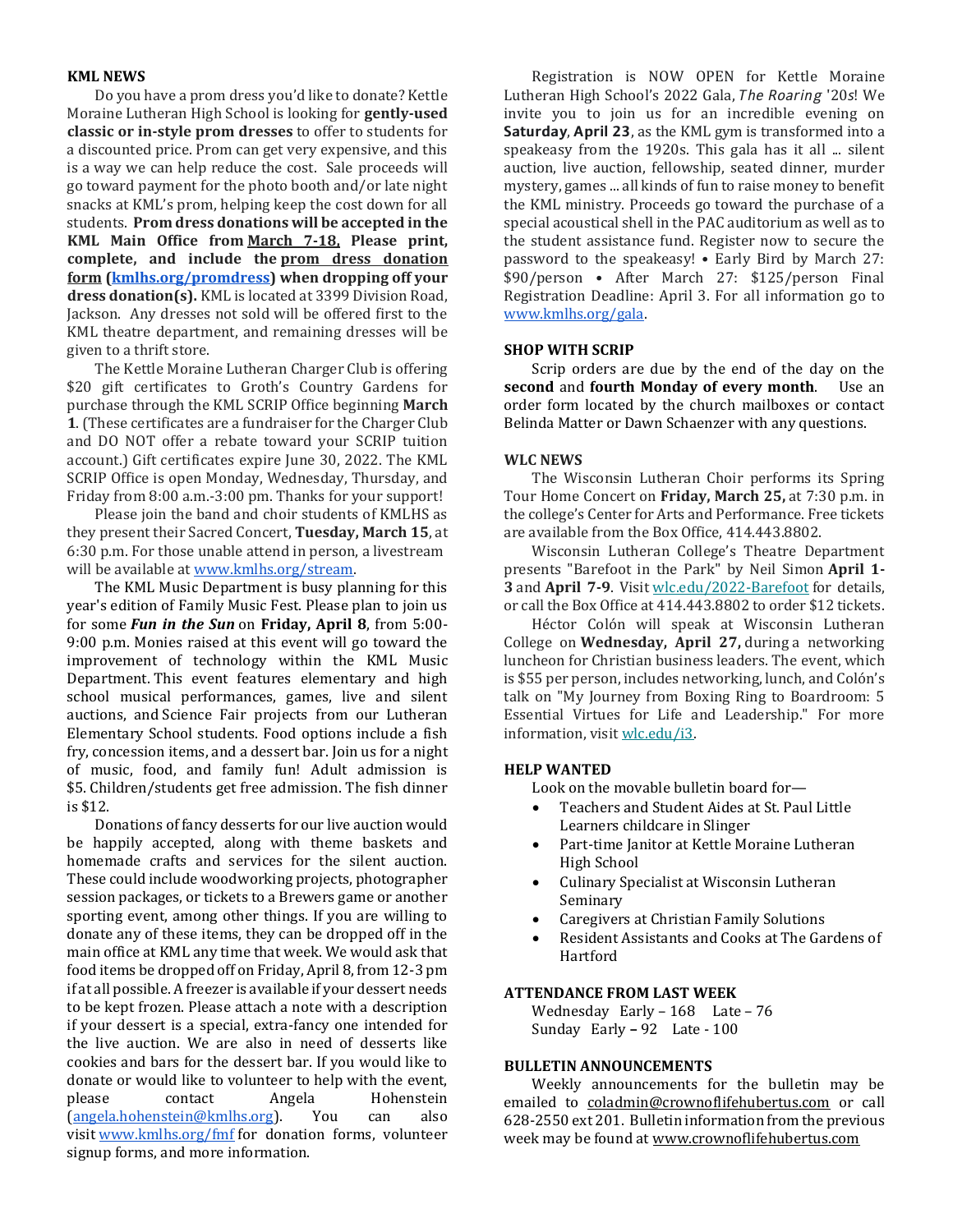**KML NEWS**

Do you have a prom dress you'd like to donate? Kettle Moraine Lutheran High School is looking for **gently-used classic or in-style prom dresses** to offer to students for a discounted price. Prom can get very expensive, and this is a way we can help reduce the cost. Sale proceeds will go toward payment for the photo booth and/or late night snacks at KML's prom, helping keep the cost down for all students. **Prom dress donations will be accepted in the KML Main Office from March 7-18, Please print, complete, and include the prom dress donation form (kmlhs.org/promdress) when dropping off your dress donation(s).** KML is located at 3399 Division Road, Jackson. Any dresses not sold will be offered first to the KML theatre department, and remaining dresses will be given to a thrift store.

The Kettle Moraine Lutheran Charger Club is offering $20 gift certificates to Groth's Country Gardens for purchase through the KML SCRIP Office beginning **March 1**. (These certificates are a fundraiser for the Charger Club and DO NOT offer a rebate toward your SCRIP tuition account.) Gift certificates expire June 30, 2022. The KML SCRIP Office is open Monday, Wednesday, Thursday, and Friday from 8:00 a.m.-3:00 pm. Thanks for your support!

Please join the band and choir students of KMLHS as they present their Sacred Concert, **Tuesday, March 15**, at 6:30 p.m. For those unable attend in person, a livestream will be available at www.kmlhs.org/stream.

The KML Music Department is busy planning for this year's edition of Family Music Fest. Please plan to join us for some ***Fun in the Sun*** on **Friday, April 8**, from 5:00-9:00 p.m. Monies raised at this event will go toward the improvement of technology within the KML Music Department. This event features elementary and high school musical performances, games, live and silent auctions, and Science Fair projects from our Lutheran Elementary School students. Food options include a fish fry, concession items, and a dessert bar. Join us for a night of music, food, and family fun! Adult admission is $5. Children/students get free admission. The fish dinner is $12.

Donations of fancy desserts for our live auction would be happily accepted, along with theme baskets and homemade crafts and services for the silent auction. These could include woodworking projects, photographer session packages, or tickets to a Brewers game or another sporting event, among other things. If you are willing to donate any of these items, they can be dropped off in the main office at KML any time that week. We would ask that food items be dropped off on Friday, April 8, from 12-3 pm if at all possible. A freezer is available if your dessert needs to be kept frozen. Please attach a note with a description if your dessert is a special, extra-fancy one intended for the live auction. We are also in need of desserts like cookies and bars for the dessert bar. If you would like to donate or would like to volunteer to help with the event, please contact Angela Hohenstein (angela.hohenstein@kmlhs.org). You can also visit www.kmlhs.org/fmf for donation forms, volunteer signup forms, and more information.

Registration is NOW OPEN for Kettle Moraine Lutheran High School's 2022 Gala, *The Roaring '20s*! We invite you to join us for an incredible evening on **Saturday**, **April 23**, as the KML gym is transformed into a speakeasy from the 1920s. This gala has it all ... silent auction, live auction, fellowship, seated dinner, murder mystery, games ... all kinds of fun to raise money to benefit the KML ministry. Proceeds go toward the purchase of a special acoustical shell in the PAC auditorium as well as to the student assistance fund. Register now to secure the password to the speakeasy! • Early Bird by March 27: $90/person • After March 27: $125/person Final Registration Deadline: April 3. For all information go to www.kmlhs.org/gala.

**SHOP WITH SCRIP**

Scrip orders are due by the end of the day on the **second** and **fourth Monday of every month**. Use an order form located by the church mailboxes or contact Belinda Matter or Dawn Schaenzer with any questions.

**WLC NEWS**

The Wisconsin Lutheran Choir performs its Spring Tour Home Concert on **Friday, March 25,** at 7:30 p.m. in the college's Center for Arts and Performance. Free tickets are available from the Box Office, 414.443.8802.

Wisconsin Lutheran College's Theatre Department presents "Barefoot in the Park" by Neil Simon **April 1-3** and **April 7-9**. Visit wlc.edu/2022-Barefoot for details, or call the Box Office at 414.443.8802 to order $12 tickets.

Héctor Colón will speak at Wisconsin Lutheran College on **Wednesday, April 27,** during a networking luncheon for Christian business leaders. The event, which is $55 per person, includes networking, lunch, and Colón's talk on "My Journey from Boxing Ring to Boardroom: 5 Essential Virtues for Life and Leadership." For more information, visit wlc.edu/i3.

**HELP WANTED**

Look on the movable bulletin board for—

- Teachers and Student Aides at St. Paul Little Learners childcare in Slinger
- Part-time Janitor at Kettle Moraine Lutheran High School
- Culinary Specialist at Wisconsin Lutheran Seminary
- Caregivers at Christian Family Solutions
- Resident Assistants and Cooks at The Gardens of Hartford

**ATTENDANCE FROM LAST WEEK**

Wednesday Early – 168 Late – 76
Sunday Early – 92 Late - 100

**BULLETIN ANNOUNCEMENTS**

Weekly announcements for the bulletin may be emailed to coladmin@crownoflifehubertus.com or call 628-2550 ext 201. Bulletin information from the previous week may be found at www.crownoflifehubertus.com